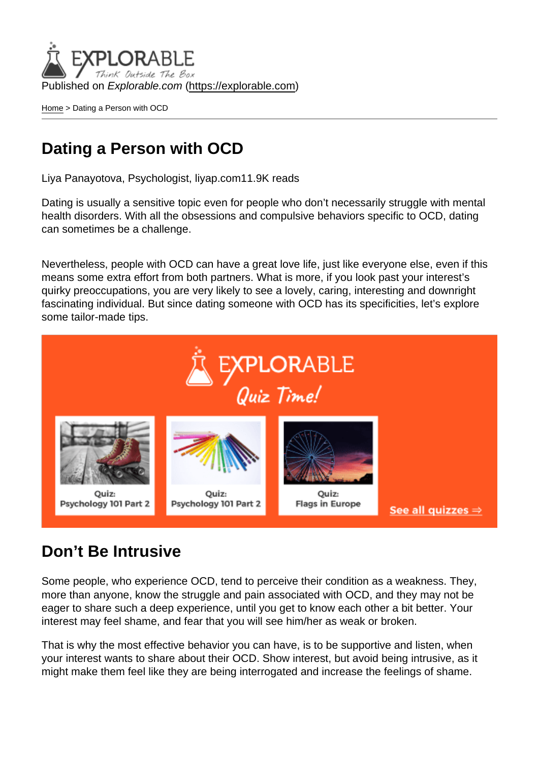Published on *Explorable.com* (https://explorable.com)

Home > Dating a Person with OCD

# Dating a Person with OCD

Liya Panayotova, Psychologist, liyap.com11.9K reads

Dating is usually a sensitive topic even for people who don't necessarily struggle with mental health disorders. With all the obsessions and compulsive behaviors specific to OCD, dating can sometimes be a challenge.

Nevertheless, people with OCD can have a great love life, just like everyone else, even if this means some extra effort from both partners. What is more, if you look past your interest's quirky preoccupations, you are very likely to see a lovely, caring, interesting and downright fascinating individual. But since dating someone with OCD has its specificities, let's explore some tailor-made tips.

## Don't Be Intrusive

Some people, who experience OCD, tend to perceive their condition as a weakness. They, more than anyone, know the struggle and pain associated with OCD, and they may not be eager to share such a deep experience, until you get to know each other a bit better. Your interest may feel shame, and fear that you will see him/her as weak or broken.

That is why the most effective behavior you can have, is to be supportive and listen, when your interest wants to share about their OCD. Show interest, but avoid being intrusive, as it might make them feel like they are being interrogated and increase the feelings of shame.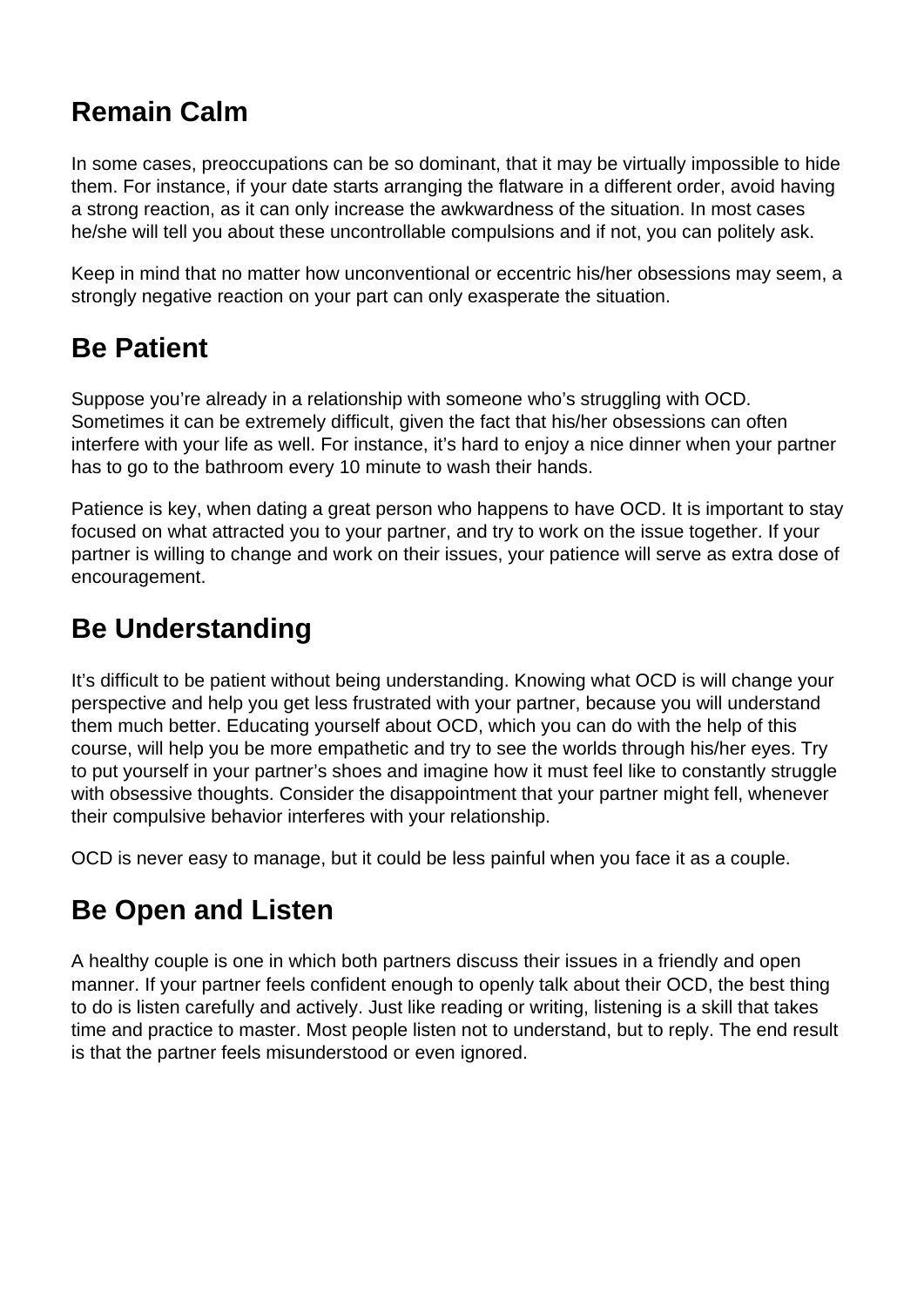## Remain Calm

In some cases, preoccupations can be so dominant, that it may be virtually impossible to hide them. For instance, if your date starts arranging the flatware in a different order, avoid having a strong reaction, as it can only increase the awkwardness of the situation. In most cases he/she will tell you about these uncontrollable compulsions and if not, you can politely ask.

Keep in mind that no matter how unconventional or eccentric his/her obsessions may seem, a strongly negative reaction on your part can only exasperate the situation.

## Be Patient

Suppose you're already in a relationship with someone who's struggling with OCD. Sometimes it can be extremely difficult, given the fact that his/her obsessions can often interfere with your life as well. For instance, it's hard to enjoy a nice dinner when your partner has to go to the bathroom every 10 minute to wash their hands.

Patience is key, when dating a great person who happens to have OCD. It is important to stay focused on what attracted you to your partner, and try to work on the issue together. If your partner is willing to change and work on their issues, your patience will serve as extra dose of encouragement.

## Be Understanding

It's difficult to be patient without being understanding. Knowing what OCD is will change your perspective and help you get less frustrated with your partner, because you will understand them much better. Educating yourself about OCD, which you can do with the help of this course, will help you be more empathetic and try to see the worlds through his/her eyes. Try to put yourself in your partner's shoes and imagine how it must feel like to constantly struggle with obsessive thoughts. Consider the disappointment that your partner might fell, whenever their compulsive behavior interferes with your relationship.

OCD is never easy to manage, but it could be less painful when you face it as a couple.

## Be Open and Listen

A healthy couple is one in which both partners discuss their issues in a friendly and open manner. If your partner feels confident enough to openly talk about their OCD, the best thing to do is listen carefully and actively. Just like reading or writing, listening is a skill that takes time and practice to master. Most people listen not to understand, but to reply. The end result is that the partner feels misunderstood or even ignored.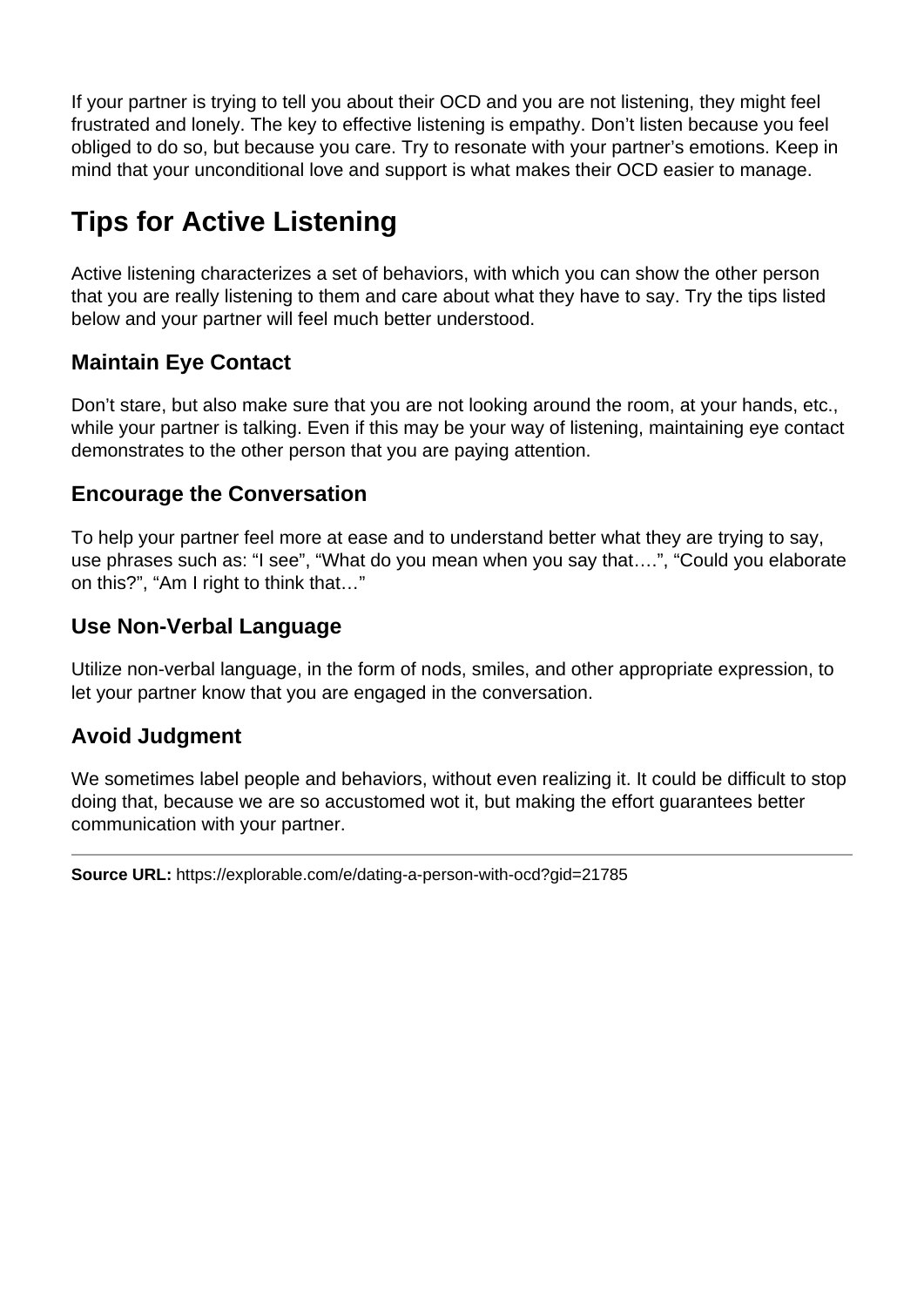If your partner is trying to tell you about their OCD and you are not listening, they might feel frustrated and lonely. The key to effective listening is empathy. Don't listen because you feel obliged to do so, but because you care. Try to resonate with your partner's emotions. Keep in mind that your unconditional love and support is what makes their OCD easier to manage.

## Tips for Active Listening

Active listening characterizes a set of behaviors, with which you can show the other person that you are really listening to them and care about what they have to say. Try the tips listed below and your partner will feel much better understood.

### Maintain Eye Contact

Don't stare, but also make sure that you are not looking around the room, at your hands, etc., while your partner is talking. Even if this may be your way of listening, maintaining eye contact demonstrates to the other person that you are paying attention.

### Encourage the Conversation

To help your partner feel more at ease and to understand better what they are trying to say, use phrases such as: "I see", "What do you mean when you say that….", "Could you elaborate on this?", "Am I right to think that…"

### Use Non-Verbal Language

Utilize non-verbal language, in the form of nods, smiles, and other appropriate expression, to let your partner know that you are engaged in the conversation.

### Avoid Judgment

We sometimes label people and behaviors, without even realizing it. It could be difficult to stop doing that, because we are so accustomed wot it, but making the effort guarantees better communication with your partner.

---

**Source URL:** https://explorable.com/e/dating-a-person-with-ocd?gid=21785